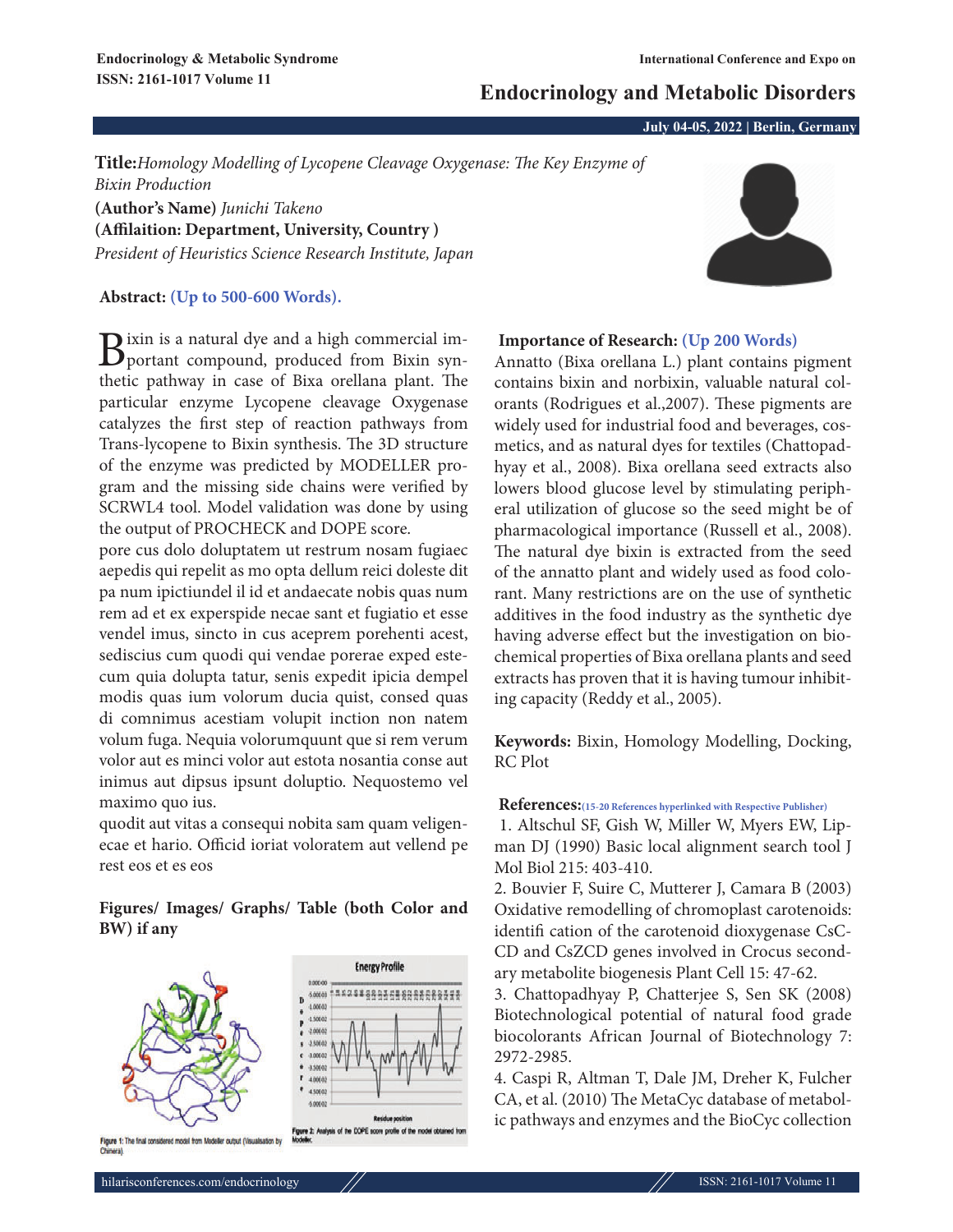**Title:** *Homology Modelling of Lycopene Cleavage Oxygenase: The Key Enzyme of Bixin Production*

**(Author's Name)** *Junichi Takeno*

**(Affilaition: Department, University, Country )**

*President of Heuristics Science Research Institute, Japan*

**Abstract: (Up to 500-600 Words).**

Bixin is a natural dye and a high commercial important compound, produced from Bixin synthetic pathway in case of Bixa orellana plant. The particular enzyme Lycopene cleavage Oxygenase catalyzes the first step of reaction pathways from Trans-lycopene to Bixin synthesis. The 3D structure of the enzyme was predicted by MODELLER program and the missing side chains were verified by SCRWL4 tool. Model validation was done by using the output of PROCHECK and DOPE score.

pore cus dolo doluptatem ut restrum nosam fugiaec aepedis qui repelit as mo opta dellum reici doleste dit pa num ipictiundel il id et andaecate nobis quas num rem ad et ex experspide necae sant et fugiatio et esse vendel imus, sincto in cus aceprem porehenti acest, sediscius cum quodi qui vendae porerae exped estecum quia dolupta tatur, senis expedit ipicia dempel modis quas ium volorum ducia quist, consed quas di comnimus acestiam volupit inction non natem volum fuga. Nequia volorumquunt que si rem verum volor aut es minci volor aut estota nosantia conse aut inimus aut dipsus ipsunt doluptio. Nequostemo vel maximo quo ius.

quodit aut vitas a consequi nobita sam quam veligenecae et hario. Officid ioriat voloratem aut vellend pe rest eos et es eos

**Figures/ Images/ Graphs/ Table (both Color and BW) if any**

Figure 1: The final considered model from Modeller output (Visualisation by Chimera)

Figure 2: Analysis of the DOPE score profile of the model obtained from Modeller.

**Importance of Research: (Up 200 Words)**

Annatto (Bixa orellana L.) plant contains pigment contains bixin and norbixin, valuable natural colorants (Rodrigues et al.,2007). These pigments are widely used for industrial food and beverages, cosmetics, and as natural dyes for textiles (Chattopadhyay et al., 2008). Bixa orellana seed extracts also lowers blood glucose level by stimulating peripheral utilization of glucose so the seed might be of pharmacological importance (Russell et al., 2008). The natural dye bixin is extracted from the seed of the annatto plant and widely used as food colorant. Many restrictions are on the use of synthetic additives in the food industry as the synthetic dye having adverse effect but the investigation on biochemical properties of Bixa orellana plants and seed extracts has proven that it is having tumour inhibiting capacity (Reddy et al., 2005).

**Keywords:** Bixin, Homology Modelling, Docking, RC Plot

**References:** (15-20 References hyperlinked with Respective Publisher)

1. Altschul SF, Gish W, Miller W, Myers EW, Lipman DJ (1990) Basic local alignment search tool J Mol Biol 215: 403-410.
2. Bouvier F, Suire C, Mutterer J, Camara B (2003) Oxidative remodelling of chromoplast carotenoids: identifi cation of the carotenoid dioxygenase CsCCD and CsZCD genes involved in Crocus secondary metabolite biogenesis Plant Cell 15: 47-62.
3. Chattopadhyay P, Chatterjee S, Sen SK (2008) Biotechnological potential of natural food grade biocolorants African Journal of Biotechnology 7: 2972-2985.
4. Caspi R, Altman T, Dale JM, Dreher K, Fulcher CA, et al. (2010) The MetaCyc database of metabolic pathways and enzymes and the BioCyc collection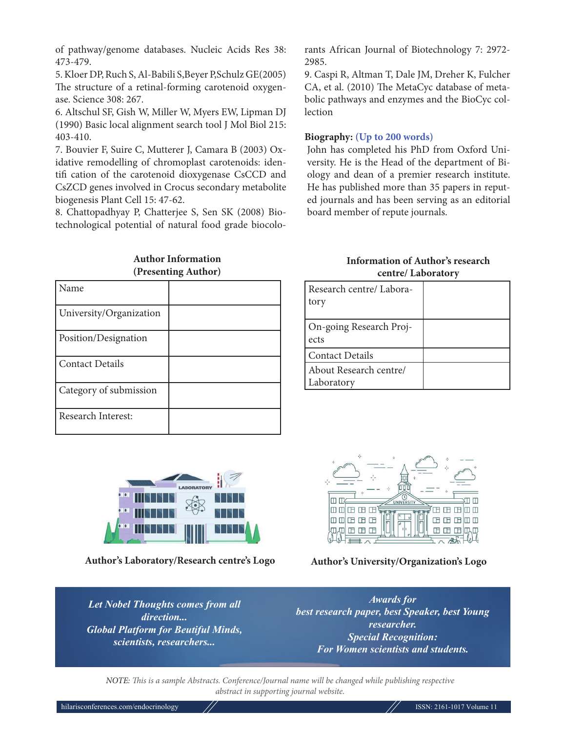of pathway/genome databases. Nucleic Acids Res 38: 473-479.

5. Kloer DP, Ruch S, Al-Babili S,Beyer P,Schulz GE(2005) The structure of a retinal-forming carotenoid oxygenase. Science 308: 267.

6. Altschul SF, Gish W, Miller W, Myers EW, Lipman DJ (1990) Basic local alignment search tool J Mol Biol 215: 403-410.

7. Bouvier F, Suire C, Mutterer J, Camara B (2003) Oxidative remodelling of chromoplast carotenoids: identifi cation of the carotenoid dioxygenase CsCCD and CsZCD genes involved in Crocus secondary metabolite biogenesis Plant Cell 15: 47-62.

8. Chattopadhyay P, Chatterjee S, Sen SK (2008) Biotechnological potential of natural food grade biocolorants African Journal of Biotechnology 7: 2972-2985.

9. Caspi R, Altman T, Dale JM, Dreher K, Fulcher CA, et al. (2010) The MetaCyc database of metabolic pathways and enzymes and the BioCyc collection

**Biography:** **(Up to 200 words)**

John has completed his PhD from Oxford University. He is the Head of the department of Biology and dean of a premier research institute. He has published more than 35 papers in reputed journals and has been serving as an editorial board member of repute journals.

**Author Information (Presenting Author)**

| | |
|---|---|
| Name | |
| University/Organization | |
| Position/Designation | |
| Contact Details | |
| Category of submission | |
| Research Interest: | |

**Information of Author's research centre/ Laboratory**

| | |
|---|---|
| Research centre/ Laboratory | |
| On-going Research Projects | |
| Contact Details | |
| About Research centre/ Laboratory | |

**Author's Laboratory/Research centre's Logo**

**Author's University/Organization's Logo**

***Let Nobel Thoughts comes from all direction...***
***Global Platform for Beutiful Minds, scientists, researchers...***

***Awards for***
***best research paper, best Speaker, best Young researcher.***
***Special Recognition:***
***For Women scientists and students.***

*NOTE: This is a sample Abstracts. Conference/Journal name will be changed while publishing respective abstract in supporting journal website.*